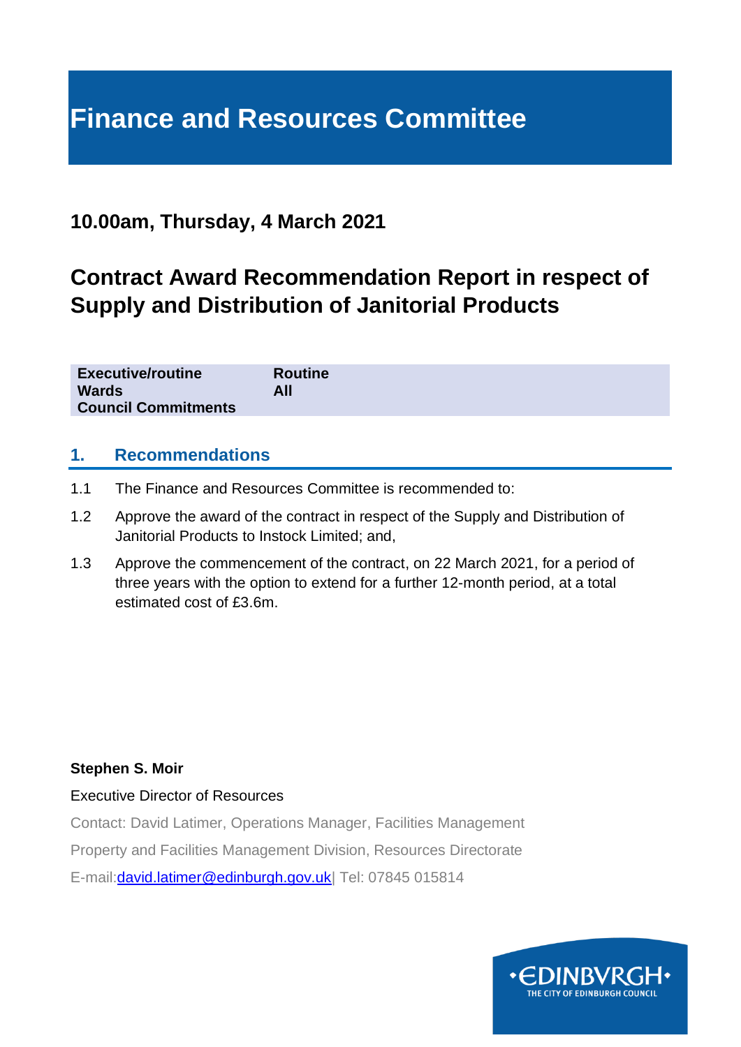# Finance and Resources Committee

## 10.00am, Thursday, 4 March 2021

## Contract Award Recommendation Report in respect of Supply and Distribution of Janitorial Products

| | |
|---|---|
| **Executive/routine** | **Routine** |
| **Wards** | **All** |
| **Council Commitments** | |

### 1. Recommendations

1.1 The Finance and Resources Committee is recommended to:

1.2 Approve the award of the contract in respect of the Supply and Distribution of Janitorial Products to Instock Limited; and,

1.3 Approve the commencement of the contract, on 22 March 2021, for a period of three years with the option to extend for a further 12-month period, at a total estimated cost of £3.6m.

**Stephen S. Moir**

Executive Director of Resources

Contact: David Latimer, Operations Manager, Facilities Management

Property and Facilities Management Division, Resources Directorate

E-mail: david.latimer@edinburgh.gov.uk | Tel: 07845 015814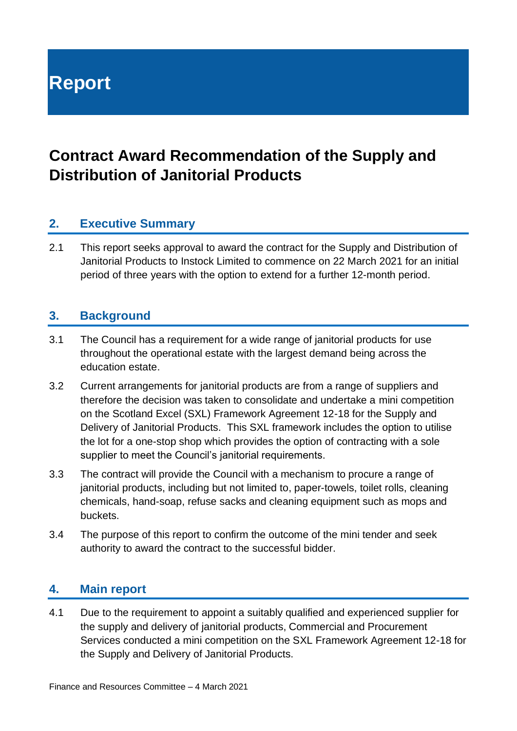# Report

# Contract Award Recommendation of the Supply and Distribution of Janitorial Products

## 2. Executive Summary

2.1 This report seeks approval to award the contract for the Supply and Distribution of Janitorial Products to Instock Limited to commence on 22 March 2021 for an initial period of three years with the option to extend for a further 12-month period.

## 3. Background

3.1 The Council has a requirement for a wide range of janitorial products for use throughout the operational estate with the largest demand being across the education estate.

3.2 Current arrangements for janitorial products are from a range of suppliers and therefore the decision was taken to consolidate and undertake a mini competition on the Scotland Excel (SXL) Framework Agreement 12-18 for the Supply and Delivery of Janitorial Products. This SXL framework includes the option to utilise the lot for a one-stop shop which provides the option of contracting with a sole supplier to meet the Council's janitorial requirements.

3.3 The contract will provide the Council with a mechanism to procure a range of janitorial products, including but not limited to, paper-towels, toilet rolls, cleaning chemicals, hand-soap, refuse sacks and cleaning equipment such as mops and buckets.

3.4 The purpose of this report to confirm the outcome of the mini tender and seek authority to award the contract to the successful bidder.

## 4. Main report

4.1 Due to the requirement to appoint a suitably qualified and experienced supplier for the supply and delivery of janitorial products, Commercial and Procurement Services conducted a mini competition on the SXL Framework Agreement 12-18 for the Supply and Delivery of Janitorial Products.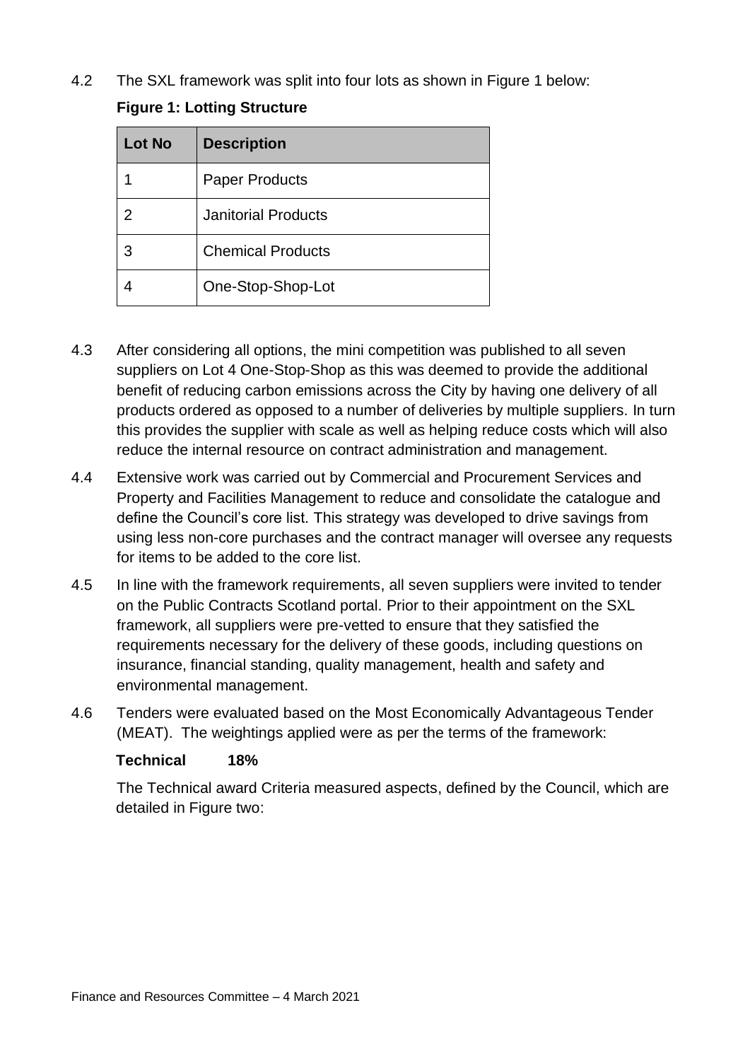4.2 The SXL framework was split into four lots as shown in Figure 1 below:

**Figure 1: Lotting Structure**

| Lot No | Description |
|---|---|
| 1 | Paper Products |
| 2 | Janitorial Products |
| 3 | Chemical Products |
| 4 | One-Stop-Shop-Lot |

4.3 After considering all options, the mini competition was published to all seven suppliers on Lot 4 One-Stop-Shop as this was deemed to provide the additional benefit of reducing carbon emissions across the City by having one delivery of all products ordered as opposed to a number of deliveries by multiple suppliers. In turn this provides the supplier with scale as well as helping reduce costs which will also reduce the internal resource on contract administration and management.

4.4 Extensive work was carried out by Commercial and Procurement Services and Property and Facilities Management to reduce and consolidate the catalogue and define the Council's core list. This strategy was developed to drive savings from using less non-core purchases and the contract manager will oversee any requests for items to be added to the core list.

4.5 In line with the framework requirements, all seven suppliers were invited to tender on the Public Contracts Scotland portal. Prior to their appointment on the SXL framework, all suppliers were pre-vetted to ensure that they satisfied the requirements necessary for the delivery of these goods, including questions on insurance, financial standing, quality management, health and safety and environmental management.

4.6 Tenders were evaluated based on the Most Economically Advantageous Tender (MEAT). The weightings applied were as per the terms of the framework:

**Technical 18%**

The Technical award Criteria measured aspects, defined by the Council, which are detailed in Figure two: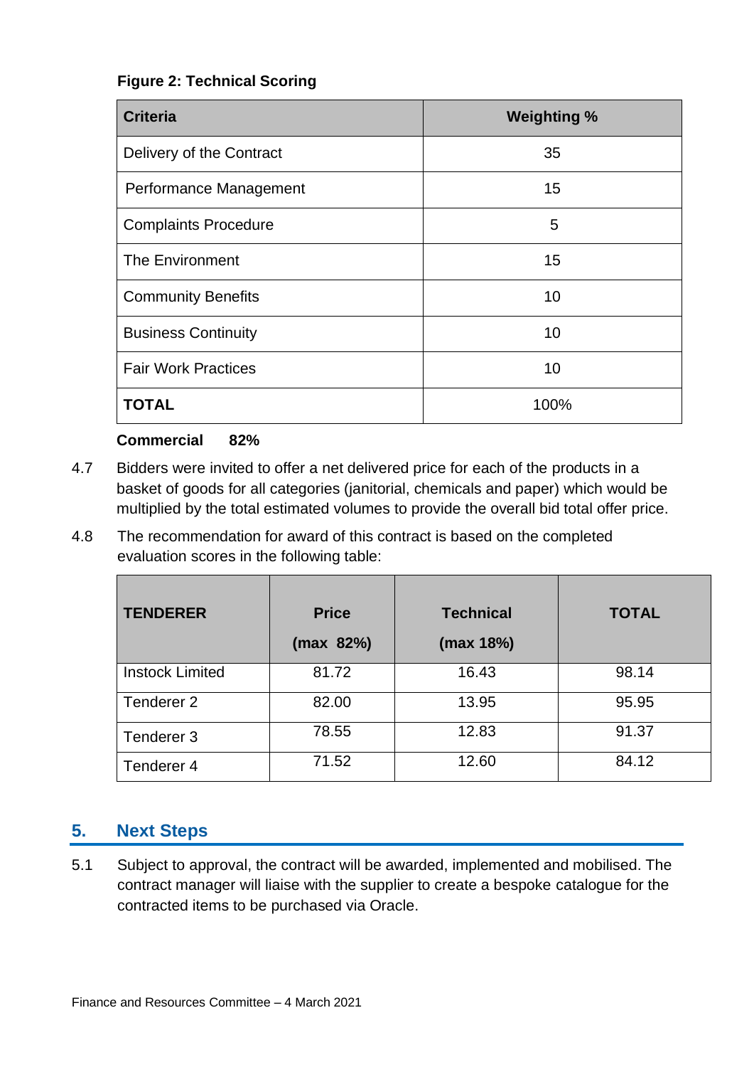**Figure 2: Technical Scoring**

| Criteria | Weighting % |
|---|---|
| Delivery of the Contract | 35 |
| Performance Management | 15 |
| Complaints Procedure | 5 |
| The Environment | 15 |
| Community Benefits | 10 |
| Business Continuity | 10 |
| Fair Work Practices | 10 |
| **TOTAL** | 100% |

**Commercial 82%**

4.7 Bidders were invited to offer a net delivered price for each of the products in a basket of goods for all categories (janitorial, chemicals and paper) which would be multiplied by the total estimated volumes to provide the overall bid total offer price.

4.8 The recommendation for award of this contract is based on the completed evaluation scores in the following table:

| TENDERER | Price (max 82%) | Technical (max 18%) | TOTAL |
|---|---|---|---|
| Instock Limited | 81.72 | 16.43 | 98.14 |
| Tenderer 2 | 82.00 | 13.95 | 95.95 |
| Tenderer 3 | 78.55 | 12.83 | 91.37 |
| Tenderer 4 | 71.52 | 12.60 | 84.12 |

## 5. Next Steps

5.1 Subject to approval, the contract will be awarded, implemented and mobilised. The contract manager will liaise with the supplier to create a bespoke catalogue for the contracted items to be purchased via Oracle.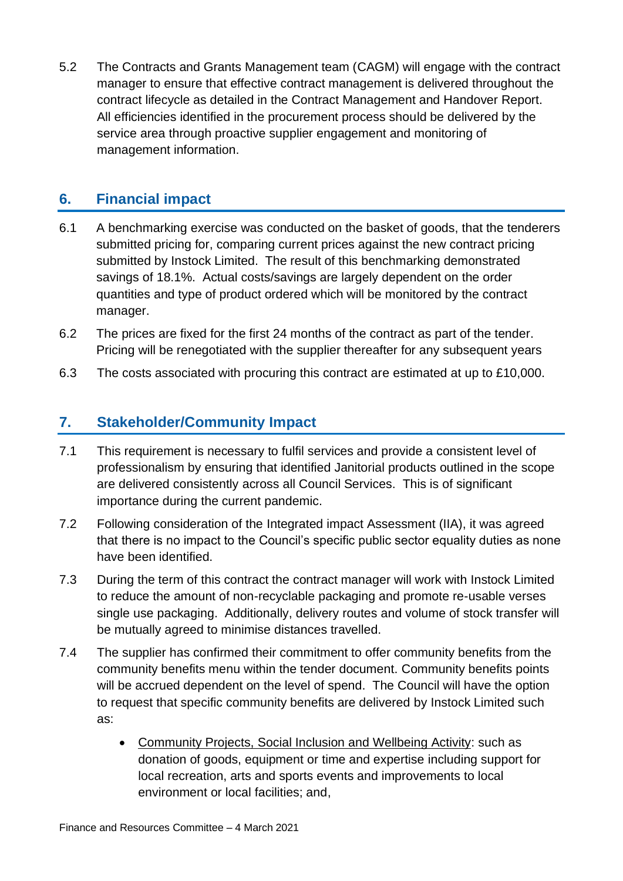5.2 The Contracts and Grants Management team (CAGM) will engage with the contract manager to ensure that effective contract management is delivered throughout the contract lifecycle as detailed in the Contract Management and Handover Report. All efficiencies identified in the procurement process should be delivered by the service area through proactive supplier engagement and monitoring of management information.

## 6. Financial impact

6.1 A benchmarking exercise was conducted on the basket of goods, that the tenderers submitted pricing for, comparing current prices against the new contract pricing submitted by Instock Limited. The result of this benchmarking demonstrated savings of 18.1%. Actual costs/savings are largely dependent on the order quantities and type of product ordered which will be monitored by the contract manager.

6.2 The prices are fixed for the first 24 months of the contract as part of the tender. Pricing will be renegotiated with the supplier thereafter for any subsequent years

6.3 The costs associated with procuring this contract are estimated at up to £10,000.

## 7. Stakeholder/Community Impact

7.1 This requirement is necessary to fulfil services and provide a consistent level of professionalism by ensuring that identified Janitorial products outlined in the scope are delivered consistently across all Council Services. This is of significant importance during the current pandemic.

7.2 Following consideration of the Integrated impact Assessment (IIA), it was agreed that there is no impact to the Council's specific public sector equality duties as none have been identified.

7.3 During the term of this contract the contract manager will work with Instock Limited to reduce the amount of non-recyclable packaging and promote re-usable verses single use packaging. Additionally, delivery routes and volume of stock transfer will be mutually agreed to minimise distances travelled.

7.4 The supplier has confirmed their commitment to offer community benefits from the community benefits menu within the tender document. Community benefits points will be accrued dependent on the level of spend. The Council will have the option to request that specific community benefits are delivered by Instock Limited such as:

- Community Projects, Social Inclusion and Wellbeing Activity: such as donation of goods, equipment or time and expertise including support for local recreation, arts and sports events and improvements to local environment or local facilities; and,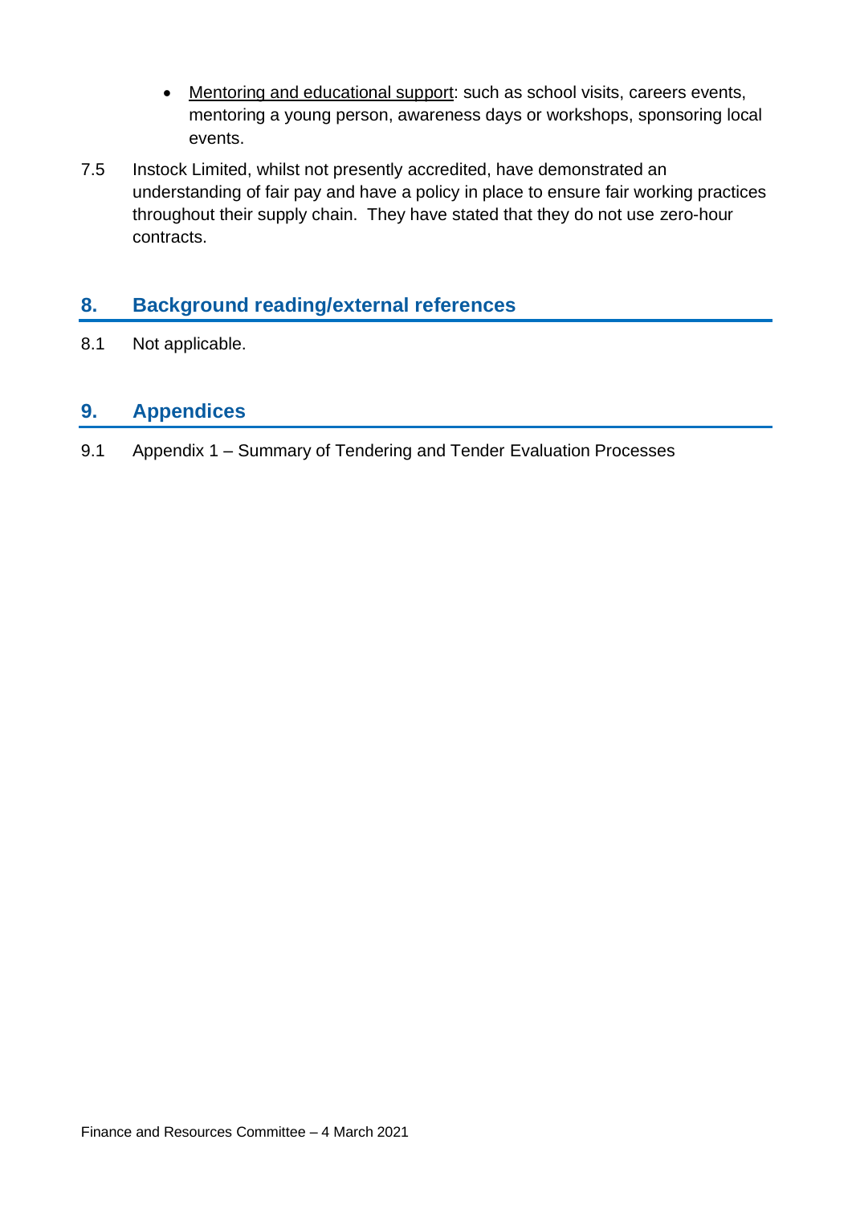- <u>Mentoring and educational support</u>: such as school visits, careers events, mentoring a young person, awareness days or workshops, sponsoring local events.

7.5 Instock Limited, whilst not presently accredited, have demonstrated an understanding of fair pay and have a policy in place to ensure fair working practices throughout their supply chain. They have stated that they do not use zero-hour contracts.

## 8. Background reading/external references

8.1 Not applicable.

## 9. Appendices

9.1 Appendix 1 – Summary of Tendering and Tender Evaluation Processes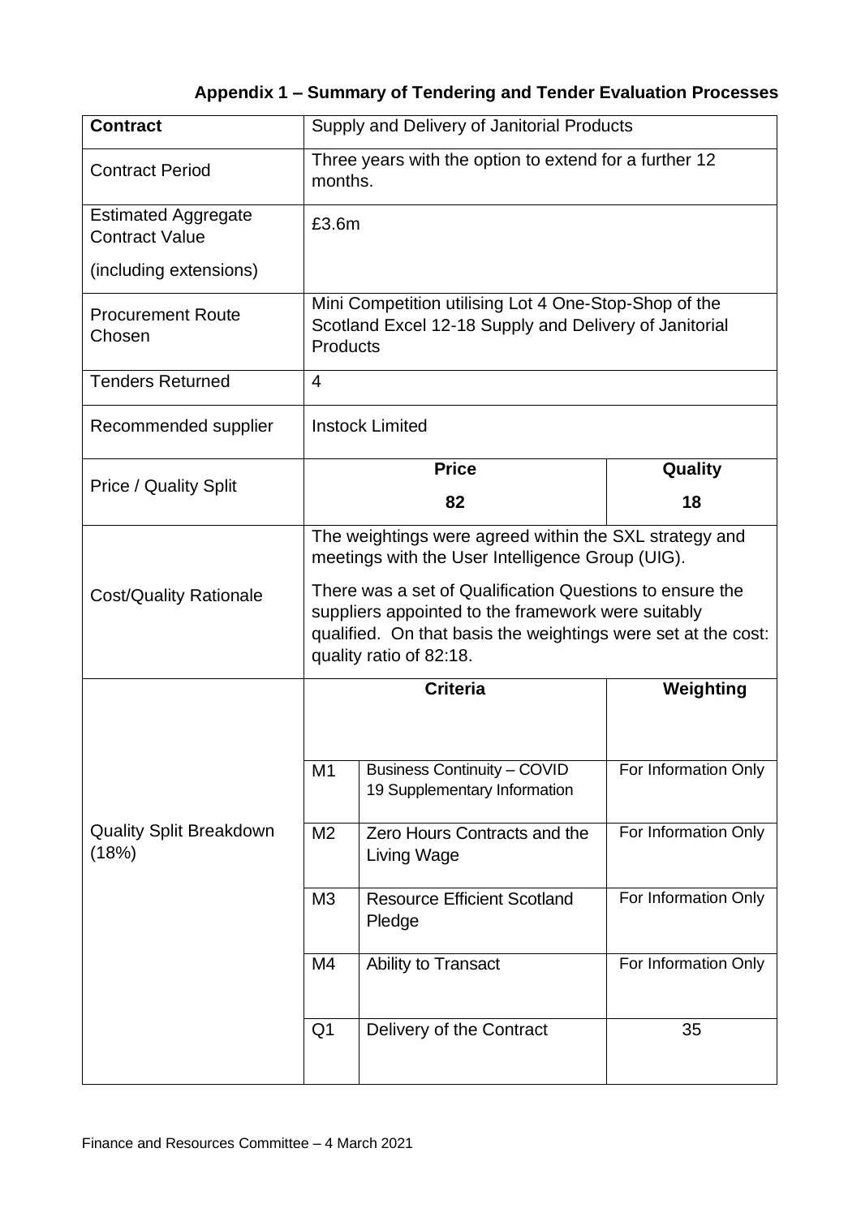### Appendix 1 – Summary of Tendering and Tender Evaluation Processes

| **Contract** | Supply and Delivery of Janitorial Products | | |
|---|---|---|---|
| Contract Period | Three years with the option to extend for a further 12 months. | | |
| Estimated Aggregate Contract Value (including extensions) | £3.6m | | |
| Procurement Route Chosen | Mini Competition utilising Lot 4 One-Stop-Shop of the Scotland Excel 12-18 Supply and Delivery of Janitorial Products | | |
| Tenders Returned | 4 | | |
| Recommended supplier | Instock Limited | | |
| Price / Quality Split | **Price** 82 | | **Quality** 18 |
| Cost/Quality Rationale | The weightings were agreed within the SXL strategy and meetings with the User Intelligence Group (UIG). There was a set of Qualification Questions to ensure the suppliers appointed to the framework were suitably qualified. On that basis the weightings were set at the cost: quality ratio of 82:18. | | |
| Quality Split Breakdown (18%) | **Criteria** | | **Weighting** |
| | M1 | Business Continuity – COVID 19 Supplementary Information | For Information Only |
| | M2 | Zero Hours Contracts and the Living Wage | For Information Only |
| | M3 | Resource Efficient Scotland Pledge | For Information Only |
| | M4 | Ability to Transact | For Information Only |
| | Q1 | Delivery of the Contract | 35 |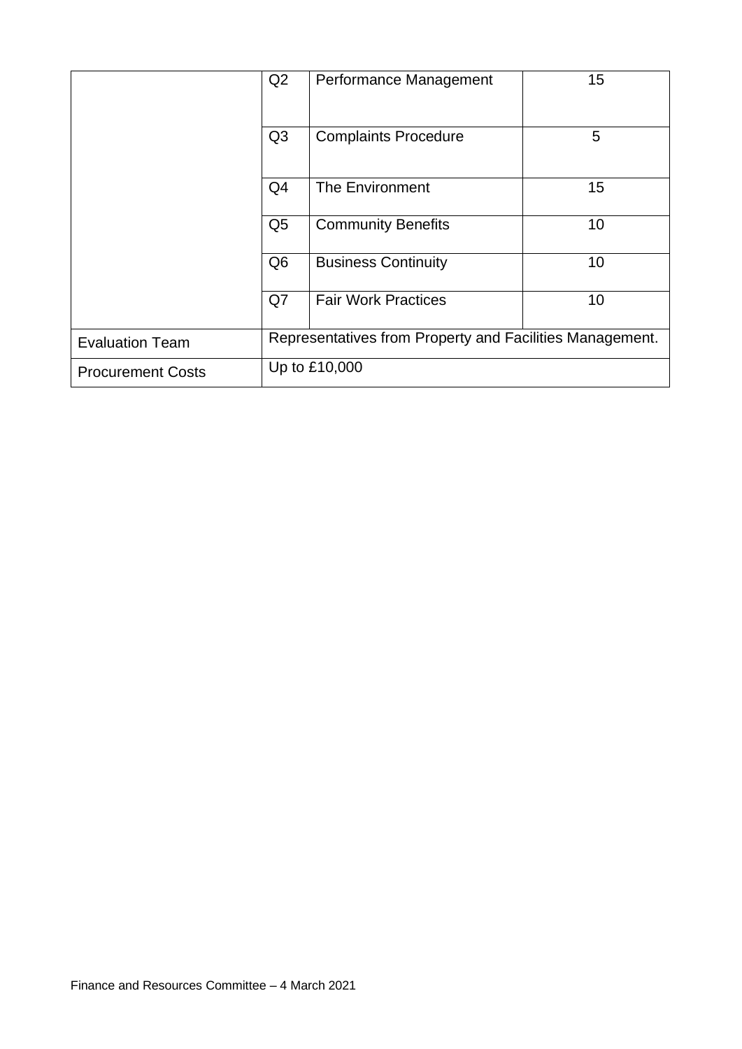| | | | |
|---|---|---|---|
| | Q2 | Performance Management | 15 |
| | Q3 | Complaints Procedure | 5 |
| | Q4 | The Environment | 15 |
| | Q5 | Community Benefits | 10 |
| | Q6 | Business Continuity | 10 |
| | Q7 | Fair Work Practices | 10 |
| Evaluation Team | Representatives from Property and Facilities Management. | | |
| Procurement Costs | Up to £10,000 | | |